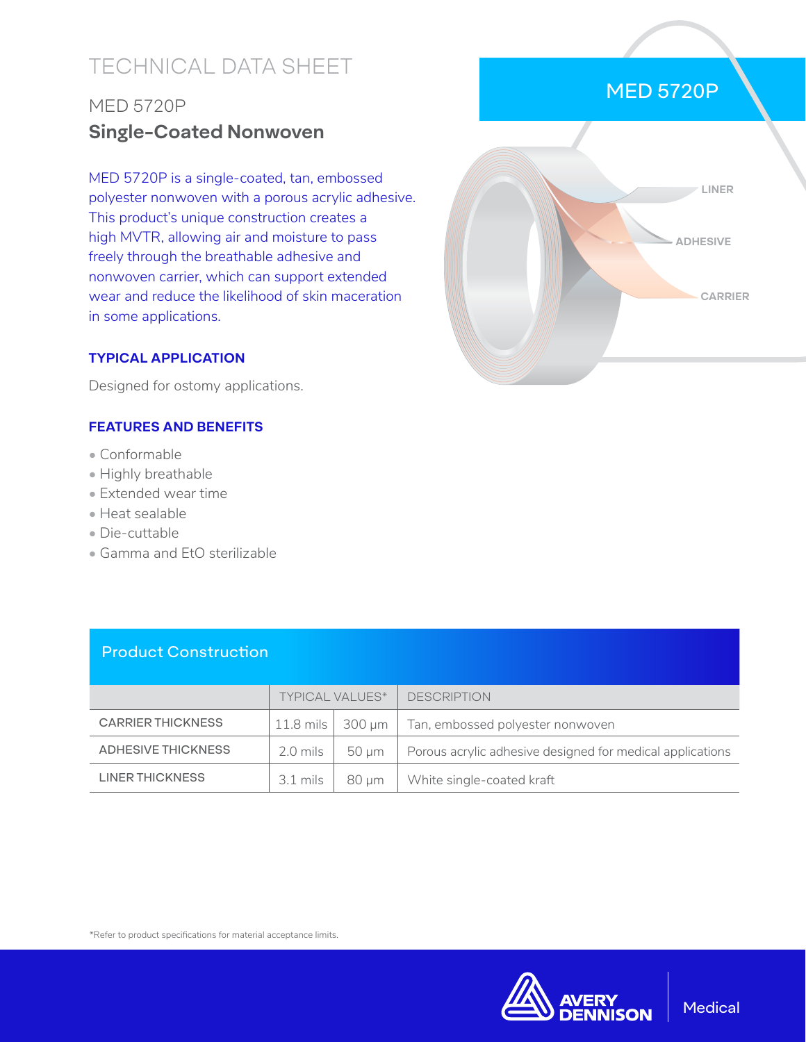# TECHNICAL DATA SHEET

## MED 5720P

## **Single-Coated Nonwoven**

MED 5720P is a single-coated, tan, embossed polyester nonwoven with a porous acrylic adhesive. This product's unique construction creates a high MVTR, allowing air and moisture to pass freely through the breathable adhesive and nonwoven carrier, which can support extended wear and reduce the likelihood of skin maceration in some applications.

MED 5720P

LINER

ADHESIVE

CARRIER

### TYPICAL APPLICATION

Designed for ostomy applications.

### FEATURES AND BENEFITS

- Conformable
- Highly breathable
- Extended wear time
- Heat sealable
- Die-cuttable
- Gamma and EtO sterilizable

### Product Construction

| | TYPICAL VALUES* | | DESCRIPTION |
|---|---|---|---|
| CARRIER THICKNESS | 11.8 mils | 300 µm | Tan, embossed polyester nonwoven |
| ADHESIVE THICKNESS | 2.0 mils | 50 µm | Porous acrylic adhesive designed for medical applications |
| LINER THICKNESS | 3.1 mils | 80 µm | White single-coated kraft |

*Refer to product specifications for material acceptance limits.

AVERY DENNISON | Medical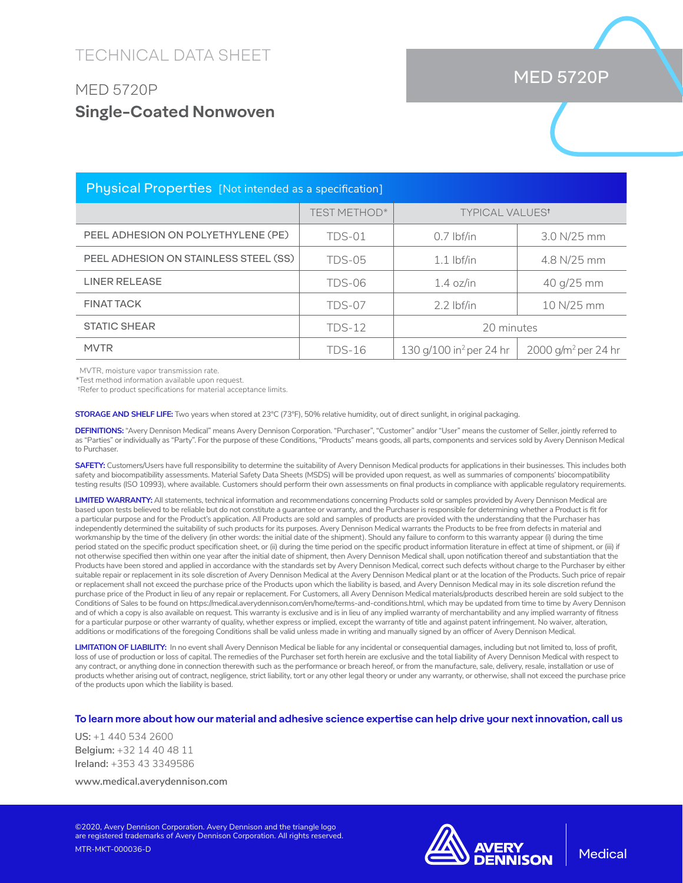TECHNICAL DATA SHEET

MED 5720P

# Single-Coated Nonwoven

MED 5720P

## Physical Properties [Not intended as a specification]

| | TEST METHOD* | TYPICAL VALUES† | |
|---|---|---|---|
| PEEL ADHESION ON POLYETHYLENE (PE) | TDS-01 | 0.7 lbf/in | 3.0 N/25 mm |
| PEEL ADHESION ON STAINLESS STEEL (SS) | TDS-05 | 1.1 lbf/in | 4.8 N/25 mm |
| LINER RELEASE | TDS-06 | 1.4 oz/in | 40 g/25 mm |
| FINAT TACK | TDS-07 | 2.2 lbf/in | 10 N/25 mm |
| STATIC SHEAR | TDS-12 | 20 minutes | |
| MVTR | TDS-16 | 130 g/100 $in^2$ per 24 hr | 2000 g/$m^2$ per 24 hr |

MVTR, moisture vapor transmission rate.
*Test method information available upon request.
†Refer to product specifications for material acceptance limits.

**STORAGE AND SHELF LIFE:** Two years when stored at 23°C (73°F), 50% relative humidity, out of direct sunlight, in original packaging.

**DEFINITIONS:** "Avery Dennison Medical" means Avery Dennison Corporation. "Purchaser", "Customer" and/or "User" means the customer of Seller, jointly referred to as "Parties" or individually as "Party". For the purpose of these Conditions, "Products" means goods, all parts, components and services sold by Avery Dennison Medical to Purchaser.

**SAFETY:** Customers/Users have full responsibility to determine the suitability of Avery Dennison Medical products for applications in their businesses. This includes both safety and biocompatibility assessments. Material Safety Data Sheets (MSDS) will be provided upon request, as well as summaries of components' biocompatibility testing results (ISO 10993), where available. Customers should perform their own assessments on final products in compliance with applicable regulatory requirements.

**LIMITED WARRANTY:** All statements, technical information and recommendations concerning Products sold or samples provided by Avery Dennison Medical are based upon tests believed to be reliable but do not constitute a guarantee or warranty, and the Purchaser is responsible for determining whether a Product is fit for a particular purpose and for the Product's application. All Products are sold and samples of products are provided with the understanding that the Purchaser has independently determined the suitability of such products for its purposes. Avery Dennison Medical warrants the Products to be free from defects in material and workmanship by the time of the delivery (in other words: the initial date of the shipment). Should any failure to conform to this warranty appear (i) during the time period stated on the specific product specification sheet, or (ii) during the time period on the specific product information literature in effect at time of shipment, or (iii) if not otherwise specified then within one year after the initial date of shipment, then Avery Dennison Medical shall, upon notification thereof and substantiation that the Products have been stored and applied in accordance with the standards set by Avery Dennison Medical, correct such defects without charge to the Purchaser by either suitable repair or replacement in its sole discretion of Avery Dennison Medical at the Avery Dennison Medical plant or at the location of the Products. Such price of repair or replacement shall not exceed the purchase price of the Products upon which the liability is based, and Avery Dennison Medical may in its sole discretion refund the purchase price of the Product in lieu of any repair or replacement. For Customers, all Avery Dennison Medical materials/products described herein are sold subject to the Conditions of Sales to be found on https://medical.averydennison.com/en/home/terms-and-conditions.html, which may be updated from time to time by Avery Dennison and of which a copy is also available on request. This warranty is exclusive and is in lieu of any implied warranty of merchantability and any implied warranty of fitness for a particular purpose or other warranty of quality, whether express or implied, except the warranty of title and against patent infringement. No waiver, alteration, additions or modifications of the foregoing Conditions shall be valid unless made in writing and manually signed by an officer of Avery Dennison Medical.

**LIMITATION OF LIABILITY:** In no event shall Avery Dennison Medical be liable for any incidental or consequential damages, including but not limited to, loss of profit, loss of use of production or loss of capital. The remedies of the Purchaser set forth herein are exclusive and the total liability of Avery Dennison Medical with respect to any contract, or anything done in connection therewith such as the performance or breach hereof, or from the manufacture, sale, delivery, resale, installation or use of products whether arising out of contract, negligence, strict liability, tort or any other legal theory or under any warranty, or otherwise, shall not exceed the purchase price of the products upon which the liability is based.

**To learn more about how our material and adhesive science expertise can help drive your next innovation, call us**

**US:** +1 440 534 2600
**Belgium:** +32 14 40 48 11
**Ireland:** +353 43 3349586

www.medical.averydennison.com

©2020, Avery Dennison Corporation. Avery Dennison and the triangle logo are registered trademarks of Avery Dennison Corporation. All rights reserved.

MTR-MKT-000036-D

AVERY DENNISON Medical